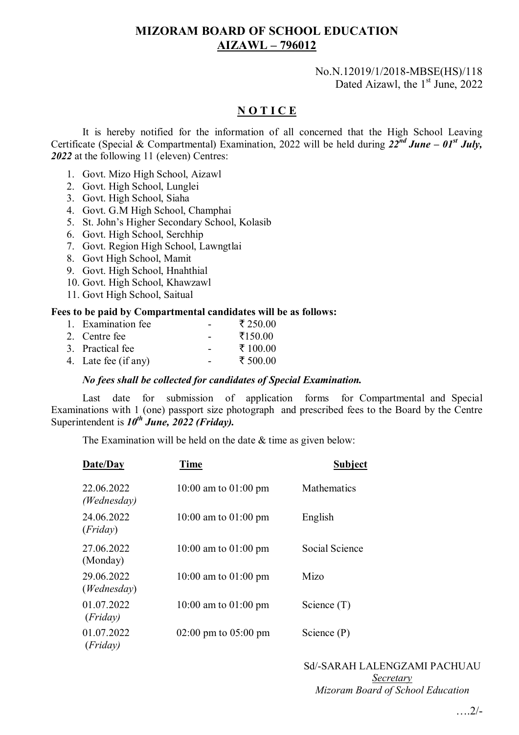# MIZORAM BOARD OF SCHOOL EDUCATION
## AIZAWL – 796012

No.N.12019/1/2018-MBSE(HS)/118
Dated Aizawl, the 1st June, 2022

## NOTICE

It is hereby notified for the information of all concerned that the High School Leaving Certificate (Special & Compartmental) Examination, 2022 will be held during ***22nd June – 01st July, 2022*** at the following 11 (eleven) Centres:

1. Govt. Mizo High School, Aizawl
2. Govt. High School, Lunglei
3. Govt. High School, Siaha
4. Govt. G.M High School, Champhai
5. St. John's Higher Secondary School, Kolasib
6. Govt. High School, Serchhip
7. Govt. Region High School, Lawngtlai
8. Govt High School, Mamit
9. Govt. High School, Hnahthial
10. Govt. High School, Khawzawl
11. Govt High School, Saitual

**Fees to be paid by Compartmental candidates will be as follows:**

1. Examination fee - ₹ 250.00
2. Centre fee - ₹150.00
3. Practical fee - ₹ 100.00
4. Late fee (if any) - ₹ 500.00

***No fees shall be collected for candidates of Special Examination.***

Last date for submission of application forms for Compartmental and Special Examinations with 1 (one) passport size photograph and prescribed fees to the Board by the Centre Superintendent is ***10th June, 2022 (Friday).***

The Examination will be held on the date & time as given below:

| Date/Day | Time | Subject |
|---|---|---|
| 22.06.2022 (*Wednesday*) | 10:00 am to 01:00 pm | Mathematics |
| 24.06.2022 (*Friday*) | 10:00 am to 01:00 pm | English |
| 27.06.2022 (Monday) | 10:00 am to 01:00 pm | Social Science |
| 29.06.2022 (*Wednesday*) | 10:00 am to 01:00 pm | Mizo |
| 01.07.2022 (*Friday*) | 10:00 am to 01:00 pm | Science (T) |
| 01.07.2022 (*Friday*) | 02:00 pm to 05:00 pm | Science (P) |

Sd/-SARAH LALENGZAMI PACHUAU
*Secretary*
*Mizoram Board of School Education*

….2/-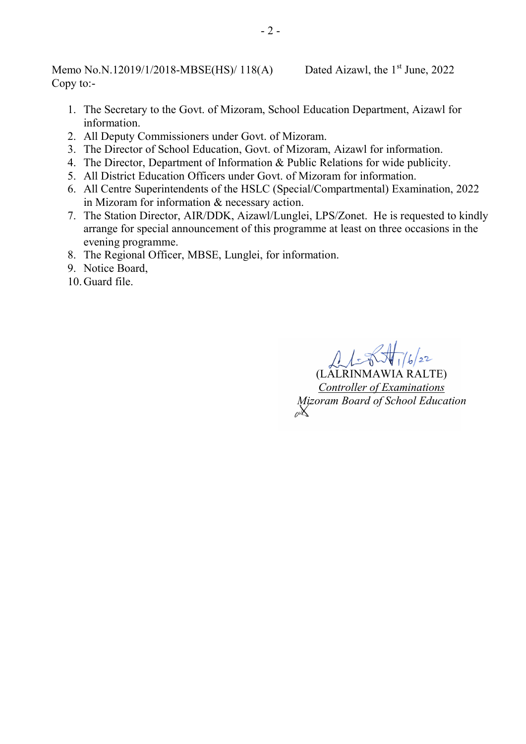Memo No.N.12019/1/2018-MBSE(HS)/ 118(A)     Dated Aizawl, the 1st June, 2022

Copy to:-

1. The Secretary to the Govt. of Mizoram, School Education Department, Aizawl for information.
2. All Deputy Commissioners under Govt. of Mizoram.
3. The Director of School Education, Govt. of Mizoram, Aizawl for information.
4. The Director, Department of Information & Public Relations for wide publicity.
5. All District Education Officers under Govt. of Mizoram for information.
6. All Centre Superintendents of the HSLC (Special/Compartmental) Examination, 2022 in Mizoram for information & necessary action.
7. The Station Director, AIR/DDK, Aizawl/Lunglei, LPS/Zonet. He is requested to kindly arrange for special announcement of this programme at least on three occasions in the evening programme.
8. The Regional Officer, MBSE, Lunglei, for information.
9. Notice Board,
10. Guard file.

1/6/22

(LALRINMAWIA RALTE)

*Controller of Examinations*

*Mizoram Board of School Education*